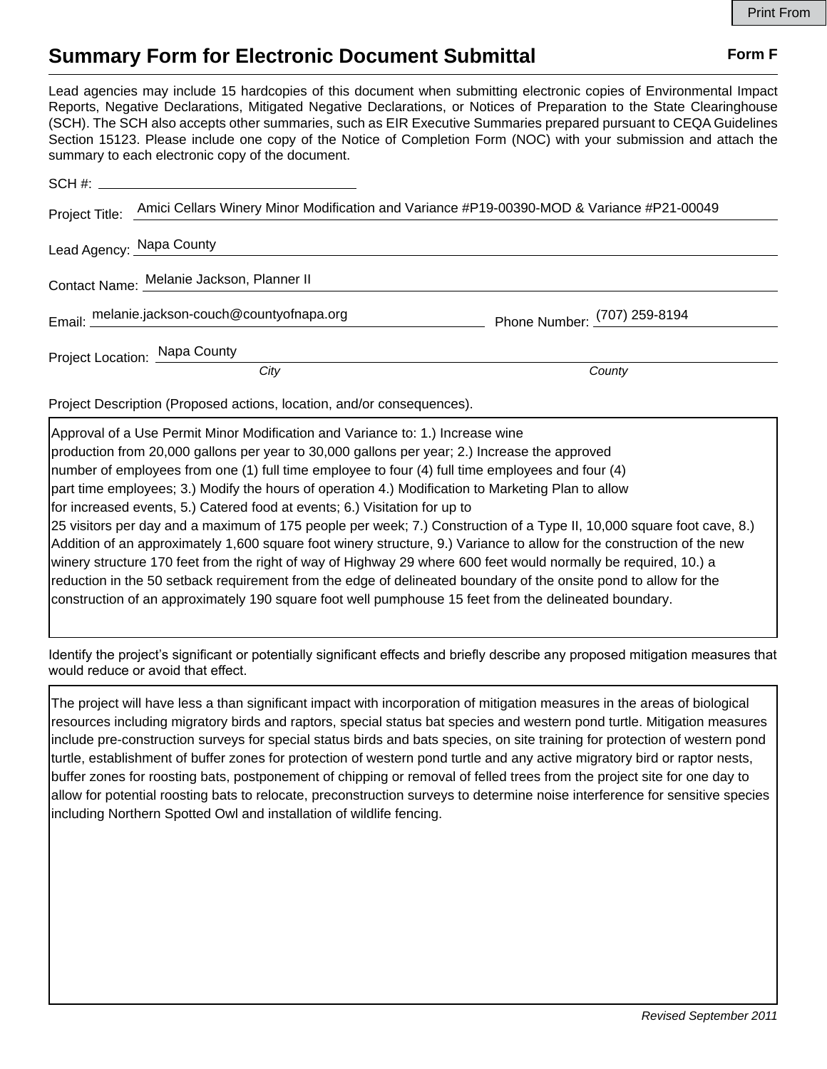# Summary Form for Electronic Document Submittal

**Form F**

Lead agencies may include 15 hardcopies of this document when submitting electronic copies of Environmental Impact Reports, Negative Declarations, Mitigated Negative Declarations, or Notices of Preparation to the State Clearinghouse (SCH). The SCH also accepts other summaries, such as EIR Executive Summaries prepared pursuant to CEQA Guidelines Section 15123. Please include one copy of the Notice of Completion Form (NOC) with your submission and attach the summary to each electronic copy of the document.

SCH #: 

Project Title: Amici Cellars Winery Minor Modification and Variance #P19-00390-MOD & Variance #P21-00049

Lead Agency: Napa County

Contact Name: Melanie Jackson, Planner II

Email: melanie.jackson-couch@countyofnapa.org Phone Number: (707) 259-8194

Project Location: Napa County

*City* *County*

Project Description (Proposed actions, location, and/or consequences).

Approval of a Use Permit Minor Modification and Variance to: 1.) Increase wine production from 20,000 gallons per year to 30,000 gallons per year; 2.) Increase the approved number of employees from one (1) full time employee to four (4) full time employees and four (4) part time employees; 3.) Modify the hours of operation 4.) Modification to Marketing Plan to allow for increased events, 5.) Catered food at events; 6.) Visitation for up to 25 visitors per day and a maximum of 175 people per week; 7.) Construction of a Type II, 10,000 square foot cave, 8.) Addition of an approximately 1,600 square foot winery structure, 9.) Variance to allow for the construction of the new winery structure 170 feet from the right of way of Highway 29 where 600 feet would normally be required, 10.) a reduction in the 50 setback requirement from the edge of delineated boundary of the onsite pond to allow for the construction of an approximately 190 square foot well pumphouse 15 feet from the delineated boundary.

Identify the project's significant or potentially significant effects and briefly describe any proposed mitigation measures that would reduce or avoid that effect.

The project will have less a than significant impact with incorporation of mitigation measures in the areas of biological resources including migratory birds and raptors, special status bat species and western pond turtle. Mitigation measures include pre-construction surveys for special status birds and bats species, on site training for protection of western pond turtle, establishment of buffer zones for protection of western pond turtle and any active migratory bird or raptor nests, buffer zones for roosting bats, postponement of chipping or removal of felled trees from the project site for one day to allow for potential roosting bats to relocate, preconstruction surveys to determine noise interference for sensitive species including Northern Spotted Owl and installation of wildlife fencing.

*Revised September 2011*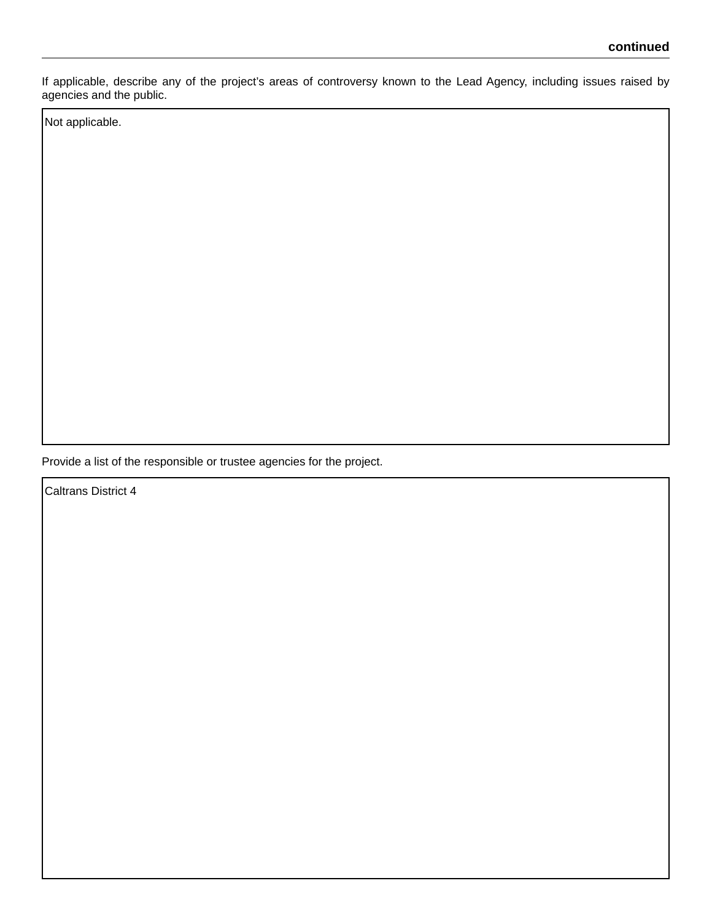**continued**

If applicable, describe any of the project's areas of controversy known to the Lead Agency, including issues raised by agencies and the public.

Not applicable.

Provide a list of the responsible or trustee agencies for the project.

Caltrans District 4